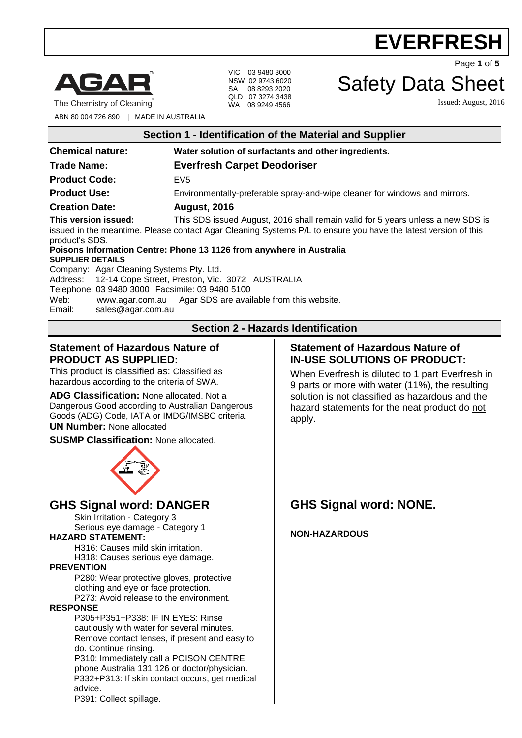# EVERFRESH

AGAR™
The Chemistry of Cleaning™

ABN 80 004 726 890 | MADE IN AUSTRALIA

VIC 03 9480 3000
NSW 02 9743 6020
SA 08 8293 2020
QLD 07 3274 3438
WA 08 9249 4566

# Safety Data Sheet

Issued: August, 2016

## Section 1 - Identification of the Material and Supplier

**Chemical nature:** **Water solution of surfactants and other ingredients.**

**Trade Name:** **Everfresh Carpet Deodoriser**

**Product Code:** EV5

**Product Use:** Environmentally-preferable spray-and-wipe cleaner for windows and mirrors.

**Creation Date:** **August, 2016**

**This version issued:** This SDS issued August, 2016 shall remain valid for 5 years unless a new SDS is issued in the meantime. Please contact Agar Cleaning Systems P/L to ensure you have the latest version of this product's SDS.

**Poisons Information Centre: Phone 13 1126 from anywhere in Australia**

**SUPPLIER DETAILS**

Company: Agar Cleaning Systems Pty. Ltd.
Address: 12-14 Cope Street, Preston, Vic. 3072 AUSTRALIA
Telephone: 03 9480 3000 Facsimile: 03 9480 5100
Web: www.agar.com.au Agar SDS are available from this website.
Email: sales@agar.com.au

## Section 2 - Hazards Identification

### Statement of Hazardous Nature of PRODUCT AS SUPPLIED:

This product is classified as: Classified as hazardous according to the criteria of SWA.

**ADG Classification:** None allocated. Not a Dangerous Good according to Australian Dangerous Goods (ADG) Code, IATA or IMDG/IMSBC criteria.

**UN Number:** None allocated

**SUSMP Classification:** None allocated.

## GHS Signal word: DANGER

Skin Irritation - Category 3
Serious eye damage - Category 1

**HAZARD STATEMENT:**

H316: Causes mild skin irritation.
H318: Causes serious eye damage.

**PREVENTION**

P280: Wear protective gloves, protective clothing and eye or face protection.
P273: Avoid release to the environment.

**RESPONSE**

P305+P351+P338: IF IN EYES: Rinse cautiously with water for several minutes. Remove contact lenses, if present and easy to do. Continue rinsing.
P310: Immediately call a POISON CENTRE phone Australia 131 126 or doctor/physician.
P332+P313: If skin contact occurs, get medical advice.
P391: Collect spillage.

### Statement of Hazardous Nature of IN-USE SOLUTIONS OF PRODUCT:

When Everfresh is diluted to 1 part Everfresh in 9 parts or more with water (11%), the resulting solution is not classified as hazardous and the hazard statements for the neat product do not apply.

## GHS Signal word: NONE.

**NON-HAZARDOUS**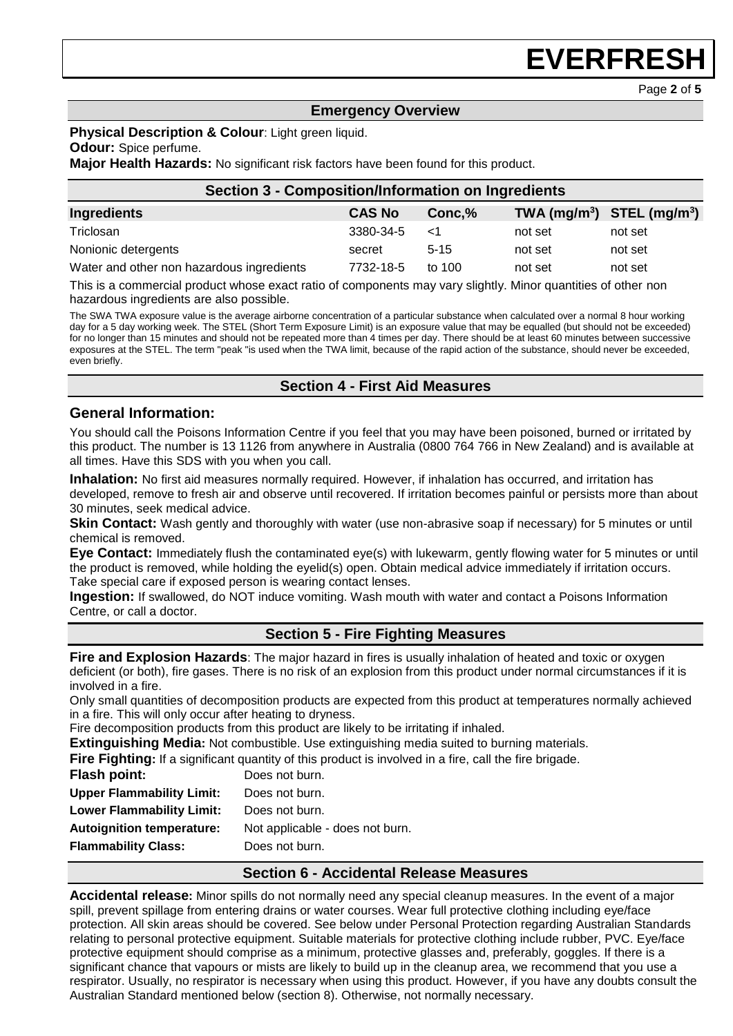## Emergency Overview

**Physical Description & Colour**: Light green liquid.

**Odour:** Spice perfume.

**Major Health Hazards:** No significant risk factors have been found for this product.

## Section 3 - Composition/Information on Ingredients

| Ingredients | CAS No | Conc,% | TWA ($mg/m^3$) | STEL ($mg/m^3$) |
|---|---|---|---|---|
| Triclosan | 3380-34-5 | <1 | not set | not set |
| Nonionic detergents | secret | 5-15 | not set | not set |
| Water and other non hazardous ingredients | 7732-18-5 | to 100 | not set | not set |

This is a commercial product whose exact ratio of components may vary slightly. Minor quantities of other non hazardous ingredients are also possible.

The SWA TWA exposure value is the average airborne concentration of a particular substance when calculated over a normal 8 hour working day for a 5 day working week. The STEL (Short Term Exposure Limit) is an exposure value that may be equalled (but should not be exceeded) for no longer than 15 minutes and should not be repeated more than 4 times per day. There should be at least 60 minutes between successive exposures at the STEL. The term "peak "is used when the TWA limit, because of the rapid action of the substance, should never be exceeded, even briefly.

## Section 4 - First Aid Measures

### General Information:

You should call the Poisons Information Centre if you feel that you may have been poisoned, burned or irritated by this product. The number is 13 1126 from anywhere in Australia (0800 764 766 in New Zealand) and is available at all times. Have this SDS with you when you call.

**Inhalation:** No first aid measures normally required. However, if inhalation has occurred, and irritation has developed, remove to fresh air and observe until recovered. If irritation becomes painful or persists more than about 30 minutes, seek medical advice.

**Skin Contact:** Wash gently and thoroughly with water (use non-abrasive soap if necessary) for 5 minutes or until chemical is removed.

**Eye Contact:** Immediately flush the contaminated eye(s) with lukewarm, gently flowing water for 5 minutes or until the product is removed, while holding the eyelid(s) open. Obtain medical advice immediately if irritation occurs. Take special care if exposed person is wearing contact lenses.

**Ingestion:** If swallowed, do NOT induce vomiting. Wash mouth with water and contact a Poisons Information Centre, or call a doctor.

## Section 5 - Fire Fighting Measures

**Fire and Explosion Hazards**: The major hazard in fires is usually inhalation of heated and toxic or oxygen deficient (or both), fire gases. There is no risk of an explosion from this product under normal circumstances if it is involved in a fire.

Only small quantities of decomposition products are expected from this product at temperatures normally achieved in a fire. This will only occur after heating to dryness.

Fire decomposition products from this product are likely to be irritating if inhaled.

**Extinguishing Media:** Not combustible. Use extinguishing media suited to burning materials.

**Fire Fighting:** If a significant quantity of this product is involved in a fire, call the fire brigade.

**Flash point:** Does not burn.

**Upper Flammability Limit:** Does not burn.

**Lower Flammability Limit:** Does not burn.

**Autoignition temperature:** Not applicable - does not burn.

**Flammability Class:** Does not burn.

## Section 6 - Accidental Release Measures

**Accidental release:** Minor spills do not normally need any special cleanup measures. In the event of a major spill, prevent spillage from entering drains or water courses. Wear full protective clothing including eye/face protection. All skin areas should be covered. See below under Personal Protection regarding Australian Standards relating to personal protective equipment. Suitable materials for protective clothing include rubber, PVC. Eye/face protective equipment should comprise as a minimum, protective glasses and, preferably, goggles. If there is a significant chance that vapours or mists are likely to build up in the cleanup area, we recommend that you use a respirator. Usually, no respirator is necessary when using this product. However, if you have any doubts consult the Australian Standard mentioned below (section 8). Otherwise, not normally necessary.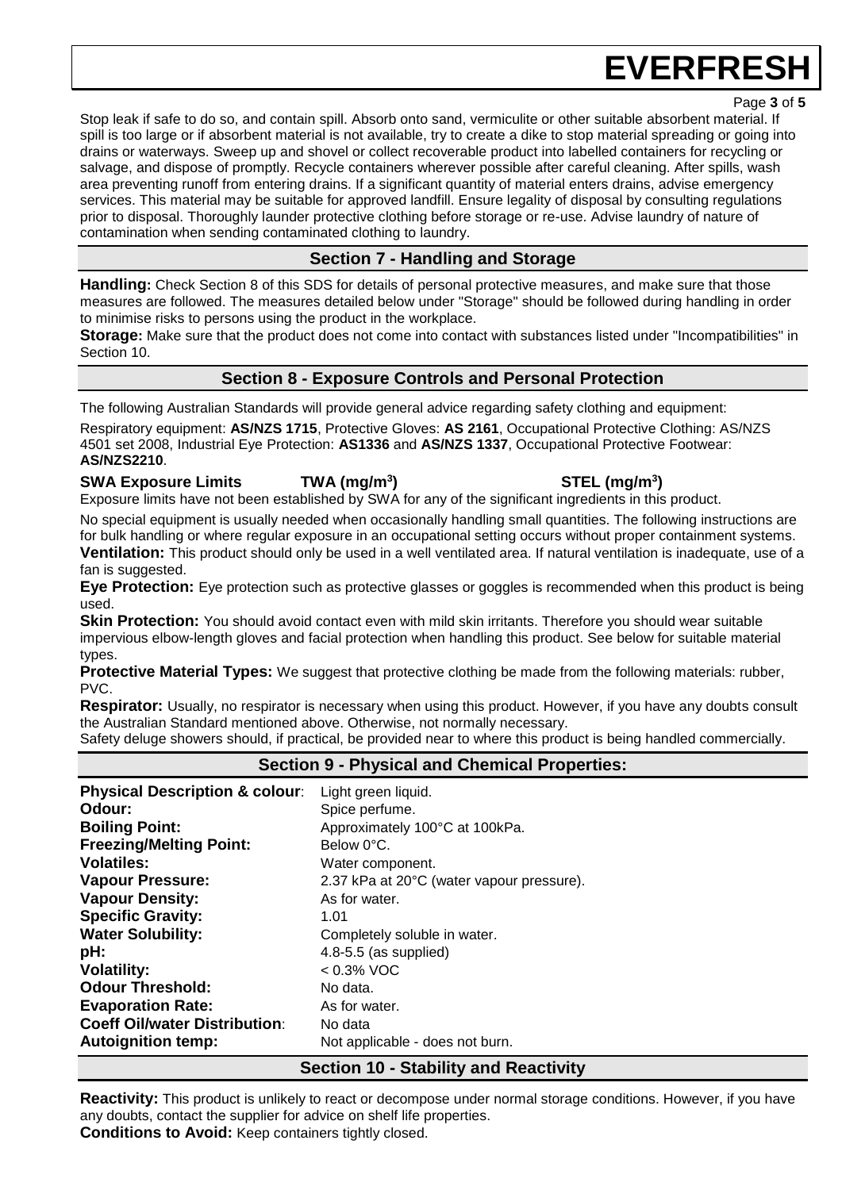Stop leak if safe to do so, and contain spill. Absorb onto sand, vermiculite or other suitable absorbent material. If spill is too large or if absorbent material is not available, try to create a dike to stop material spreading or going into drains or waterways. Sweep up and shovel or collect recoverable product into labelled containers for recycling or salvage, and dispose of promptly. Recycle containers wherever possible after careful cleaning. After spills, wash area preventing runoff from entering drains. If a significant quantity of material enters drains, advise emergency services. This material may be suitable for approved landfill. Ensure legality of disposal by consulting regulations prior to disposal. Thoroughly launder protective clothing before storage or re-use. Advise laundry of nature of contamination when sending contaminated clothing to laundry.

## Section 7 - Handling and Storage

**Handling:** Check Section 8 of this SDS for details of personal protective measures, and make sure that those measures are followed. The measures detailed below under "Storage" should be followed during handling in order to minimise risks to persons using the product in the workplace.

**Storage:** Make sure that the product does not come into contact with substances listed under "Incompatibilities" in Section 10.

## Section 8 - Exposure Controls and Personal Protection

The following Australian Standards will provide general advice regarding safety clothing and equipment:

Respiratory equipment: **AS/NZS 1715**, Protective Gloves: **AS 2161**, Occupational Protective Clothing: AS/NZS 4501 set 2008, Industrial Eye Protection: **AS1336** and **AS/NZS 1337**, Occupational Protective Footwear: **AS/NZS2210**.

| **SWA Exposure Limits** | **TWA (mg/m³)** | **STEL (mg/m³)** |
|---|---|---|

Exposure limits have not been established by SWA for any of the significant ingredients in this product.

No special equipment is usually needed when occasionally handling small quantities. The following instructions are for bulk handling or where regular exposure in an occupational setting occurs without proper containment systems.

**Ventilation:** This product should only be used in a well ventilated area. If natural ventilation is inadequate, use of a fan is suggested.

**Eye Protection:** Eye protection such as protective glasses or goggles is recommended when this product is being used.

**Skin Protection:** You should avoid contact even with mild skin irritants. Therefore you should wear suitable impervious elbow-length gloves and facial protection when handling this product. See below for suitable material types.

**Protective Material Types:** We suggest that protective clothing be made from the following materials: rubber, PVC.

**Respirator:** Usually, no respirator is necessary when using this product. However, if you have any doubts consult the Australian Standard mentioned above. Otherwise, not normally necessary.

Safety deluge showers should, if practical, be provided near to where this product is being handled commercially.

## Section 9 - Physical and Chemical Properties:

| | |
|---|---|
| **Physical Description & colour**: | Light green liquid. |
| **Odour:** | Spice perfume. |
| **Boiling Point:** | Approximately 100°C at 100kPa. |
| **Freezing/Melting Point:** | Below 0°C. |
| **Volatiles:** | Water component. |
| **Vapour Pressure:** | 2.37 kPa at 20°C (water vapour pressure). |
| **Vapour Density:** | As for water. |
| **Specific Gravity:** | 1.01 |
| **Water Solubility:** | Completely soluble in water. |
| **pH:** | 4.8-5.5 (as supplied) |
| **Volatility:** | < 0.3% VOC |
| **Odour Threshold:** | No data. |
| **Evaporation Rate:** | As for water. |
| **Coeff Oil/water Distribution**: | No data |
| **Autoignition temp:** | Not applicable - does not burn. |

## Section 10 - Stability and Reactivity

**Reactivity:** This product is unlikely to react or decompose under normal storage conditions. However, if you have any doubts, contact the supplier for advice on shelf life properties.

**Conditions to Avoid:** Keep containers tightly closed.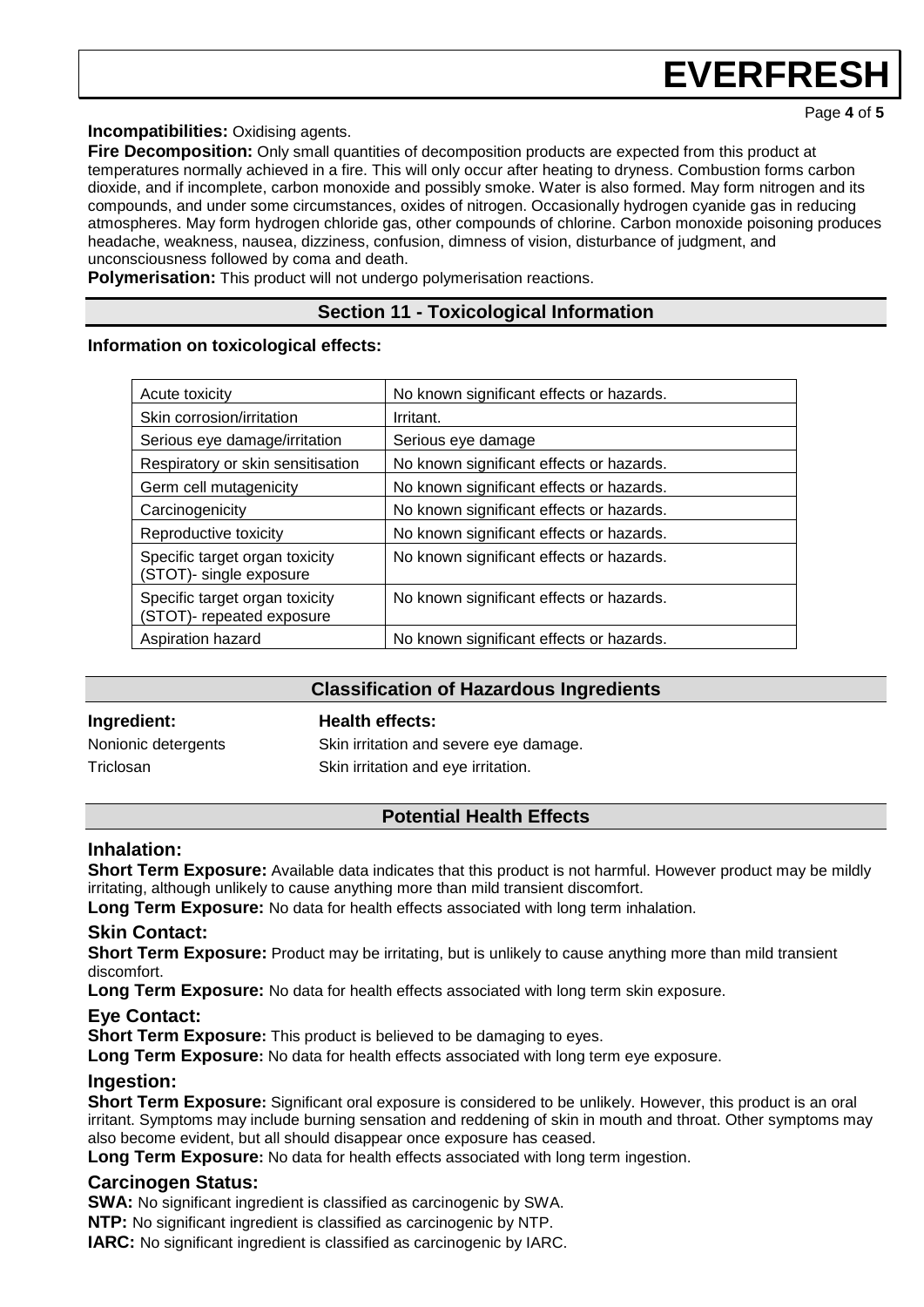**Incompatibilities:** Oxidising agents.

**Fire Decomposition:** Only small quantities of decomposition products are expected from this product at temperatures normally achieved in a fire. This will only occur after heating to dryness. Combustion forms carbon dioxide, and if incomplete, carbon monoxide and possibly smoke. Water is also formed. May form nitrogen and its compounds, and under some circumstances, oxides of nitrogen. Occasionally hydrogen cyanide gas in reducing atmospheres. May form hydrogen chloride gas, other compounds of chlorine. Carbon monoxide poisoning produces headache, weakness, nausea, dizziness, confusion, dimness of vision, disturbance of judgment, and unconsciousness followed by coma and death.

**Polymerisation:** This product will not undergo polymerisation reactions.

## Section 11 - Toxicological Information

**Information on toxicological effects:**

| Acute toxicity | No known significant effects or hazards. |
|---|---|
| Skin corrosion/irritation | Irritant. |
| Serious eye damage/irritation | Serious eye damage |
| Respiratory or skin sensitisation | No known significant effects or hazards. |
| Germ cell mutagenicity | No known significant effects or hazards. |
| Carcinogenicity | No known significant effects or hazards. |
| Reproductive toxicity | No known significant effects or hazards. |
| Specific target organ toxicity (STOT)- single exposure | No known significant effects or hazards. |
| Specific target organ toxicity (STOT)- repeated exposure | No known significant effects or hazards. |
| Aspiration hazard | No known significant effects or hazards. |

## Classification of Hazardous Ingredients

| **Ingredient:** | **Health effects:** |
|---|---|
| Nonionic detergents | Skin irritation and severe eye damage. |
| Triclosan | Skin irritation and eye irritation. |

## Potential Health Effects

### Inhalation:

**Short Term Exposure:** Available data indicates that this product is not harmful. However product may be mildly irritating, although unlikely to cause anything more than mild transient discomfort.

**Long Term Exposure:** No data for health effects associated with long term inhalation.

### Skin Contact:

**Short Term Exposure:** Product may be irritating, but is unlikely to cause anything more than mild transient discomfort.

**Long Term Exposure:** No data for health effects associated with long term skin exposure.

### Eye Contact:

**Short Term Exposure:** This product is believed to be damaging to eyes.

**Long Term Exposure:** No data for health effects associated with long term eye exposure.

### Ingestion:

**Short Term Exposure:** Significant oral exposure is considered to be unlikely. However, this product is an oral irritant. Symptoms may include burning sensation and reddening of skin in mouth and throat. Other symptoms may also become evident, but all should disappear once exposure has ceased.

**Long Term Exposure:** No data for health effects associated with long term ingestion.

### Carcinogen Status:

**SWA:** No significant ingredient is classified as carcinogenic by SWA.

**NTP:** No significant ingredient is classified as carcinogenic by NTP.

**IARC:** No significant ingredient is classified as carcinogenic by IARC.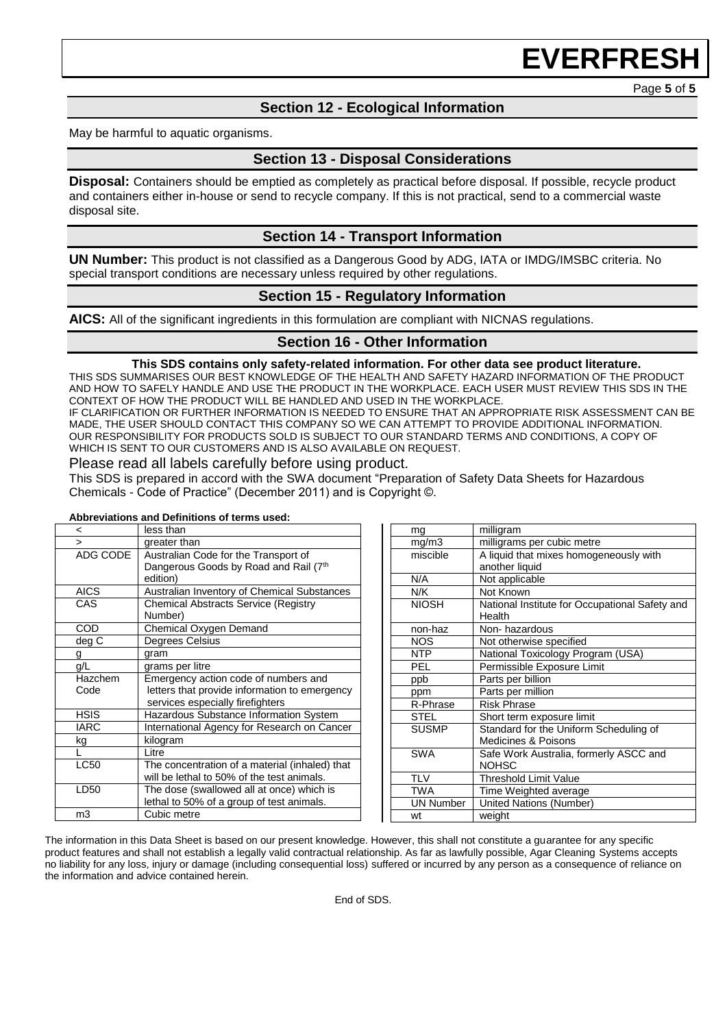## Section 12 - Ecological Information

May be harmful to aquatic organisms.

## Section 13 - Disposal Considerations

**Disposal:** Containers should be emptied as completely as practical before disposal. If possible, recycle product and containers either in-house or send to recycle company. If this is not practical, send to a commercial waste disposal site.

## Section 14 - Transport Information

**UN Number:** This product is not classified as a Dangerous Good by ADG, IATA or IMDG/IMSBC criteria. No special transport conditions are necessary unless required by other regulations.

## Section 15 - Regulatory Information

**AICS:** All of the significant ingredients in this formulation are compliant with NICNAS regulations.

## Section 16 - Other Information

**This SDS contains only safety-related information. For other data see product literature.**

THIS SDS SUMMARISES OUR BEST KNOWLEDGE OF THE HEALTH AND SAFETY HAZARD INFORMATION OF THE PRODUCT AND HOW TO SAFELY HANDLE AND USE THE PRODUCT IN THE WORKPLACE. EACH USER MUST REVIEW THIS SDS IN THE CONTEXT OF HOW THE PRODUCT WILL BE HANDLED AND USED IN THE WORKPLACE.
IF CLARIFICATION OR FURTHER INFORMATION IS NEEDED TO ENSURE THAT AN APPROPRIATE RISK ASSESSMENT CAN BE MADE, THE USER SHOULD CONTACT THIS COMPANY SO WE CAN ATTEMPT TO PROVIDE ADDITIONAL INFORMATION.
OUR RESPONSIBILITY FOR PRODUCTS SOLD IS SUBJECT TO OUR STANDARD TERMS AND CONDITIONS, A COPY OF WHICH IS SENT TO OUR CUSTOMERS AND IS ALSO AVAILABLE ON REQUEST.

Please read all labels carefully before using product.

This SDS is prepared in accord with the SWA document "Preparation of Safety Data Sheets for Hazardous Chemicals - Code of Practice" (December 2011) and is Copyright ©.

**Abbreviations and Definitions of terms used:**

| | |
|---|---|
| < | less than |
| > | greater than |
| ADG CODE | Australian Code for the Transport of Dangerous Goods by Road and Rail (7th edition) |
| AICS | Australian Inventory of Chemical Substances |
| CAS | Chemical Abstracts Service (Registry Number) |
| COD | Chemical Oxygen Demand |
| deg C | Degrees Celsius |
| g | gram |
| g/L | grams per litre |
| Hazchem Code | Emergency action code of numbers and letters that provide information to emergency services especially firefighters |
| HSIS | Hazardous Substance Information System |
| IARC | International Agency for Research on Cancer |
| kg | kilogram |
| L | Litre |
| LC50 | The concentration of a material (inhaled) that will be lethal to 50% of the test animals. |
| LD50 | The dose (swallowed all at once) which is lethal to 50% of a group of test animals. |
| m3 | Cubic metre |
| mg | milligram |
| mg/m3 | milligrams per cubic metre |
| miscible | A liquid that mixes homogeneously with another liquid |
| N/A | Not applicable |
| N/K | Not Known |
| NIOSH | National Institute for Occupational Safety and Health |
| non-haz | Non- hazardous |
| NOS | Not otherwise specified |
| NTP | National Toxicology Program (USA) |
| PEL | Permissible Exposure Limit |
| ppb | Parts per billion |
| ppm | Parts per million |
| R-Phrase | Risk Phrase |
| STEL | Short term exposure limit |
| SUSMP | Standard for the Uniform Scheduling of Medicines & Poisons |
| SWA | Safe Work Australia, formerly ASCC and NOHSC |
| TLV | Threshold Limit Value |
| TWA | Time Weighted average |
| UN Number | United Nations (Number) |
| wt | weight |

The information in this Data Sheet is based on our present knowledge. However, this shall not constitute a guarantee for any specific product features and shall not establish a legally valid contractual relationship. As far as lawfully possible, Agar Cleaning Systems accepts no liability for any loss, injury or damage (including consequential loss) suffered or incurred by any person as a consequence of reliance on the information and advice contained herein.

End of SDS.